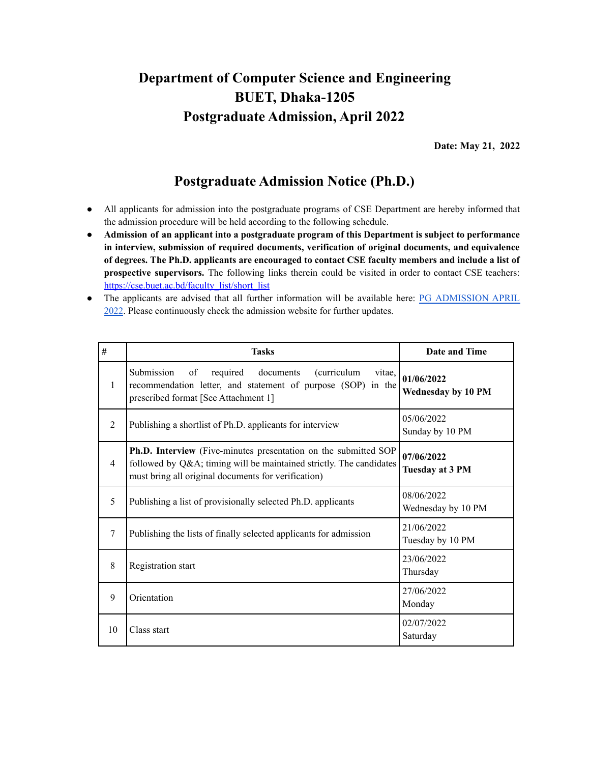# Department of Computer Science and Engineering
# BUET, Dhaka-1205
# Postgraduate Admission, April 2022

**Date: May 21, 2022**

## Postgraduate Admission Notice (Ph.D.)

- All applicants for admission into the postgraduate programs of CSE Department are hereby informed that the admission procedure will be held according to the following schedule.
- **Admission of an applicant into a postgraduate program of this Department is subject to performance in interview, submission of required documents, verification of original documents, and equivalence of degrees. The Ph.D. applicants are encouraged to contact CSE faculty members and include a list of prospective supervisors.** The following links therein could be visited in order to contact CSE teachers: https://cse.buet.ac.bd/faculty_list/short_list
- The applicants are advised that all further information will be available here: PG ADMISSION APRIL 2022. Please continuously check the admission website for further updates.

| # | Tasks | Date and Time |
|---|---|---|
| 1 | Submission of required documents (curriculum vitae, recommendation letter, and statement of purpose (SOP) in the prescribed format [See Attachment 1] | **01/06/2022 Wednesday by 10 PM** |
| 2 | Publishing a shortlist of Ph.D. applicants for interview | 05/06/2022 Sunday by 10 PM |
| 4 | **Ph.D. Interview** (Five-minutes presentation on the submitted SOP followed by Q&A; timing will be maintained strictly. The candidates must bring all original documents for verification) | **07/06/2022 Tuesday at 3 PM** |
| 5 | Publishing a list of provisionally selected Ph.D. applicants | 08/06/2022 Wednesday by 10 PM |
| 7 | Publishing the lists of finally selected applicants for admission | 21/06/2022 Tuesday by 10 PM |
| 8 | Registration start | 23/06/2022 Thursday |
| 9 | Orientation | 27/06/2022 Monday |
| 10 | Class start | 02/07/2022 Saturday |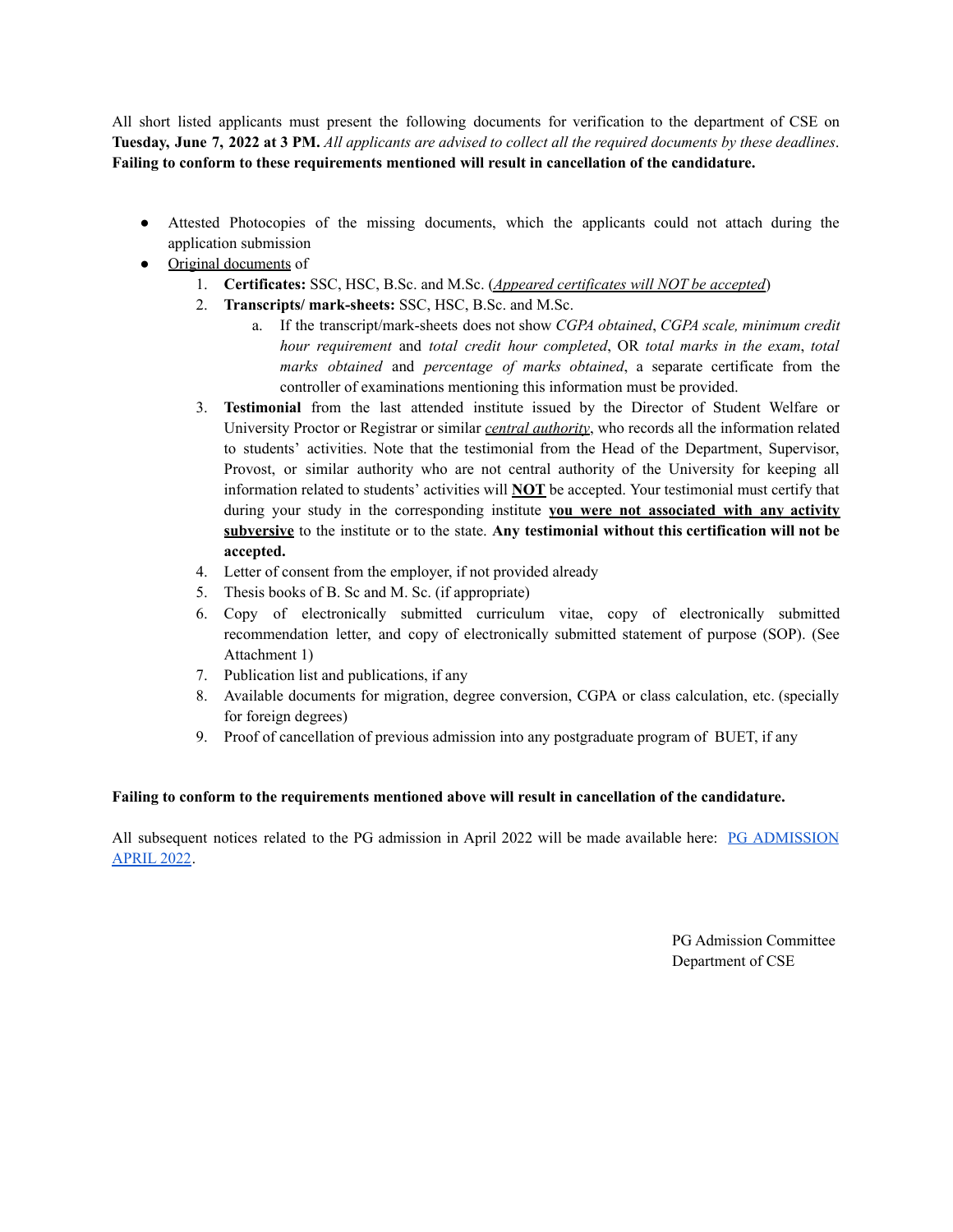All short listed applicants must present the following documents for verification to the department of CSE on **Tuesday, June 7, 2022 at 3 PM.** *All applicants are advised to collect all the required documents by these deadlines*. **Failing to conform to these requirements mentioned will result in cancellation of the candidature.**

- Attested Photocopies of the missing documents, which the applicants could not attach during the application submission
- <u>Original documents</u> of
    1. **Certificates:** SSC, HSC, B.Sc. and M.Sc. (*<u>Appeared certificates will NOT be accepted</u>*)
    2. **Transcripts/ mark-sheets:** SSC, HSC, B.Sc. and M.Sc.
        a. If the transcript/mark-sheets does not show *CGPA obtained*, *CGPA scale, minimum credit hour requirement* and *total credit hour completed*, OR *total marks in the exam*, *total marks obtained* and *percentage of marks obtained*, a separate certificate from the controller of examinations mentioning this information must be provided.
    3. **Testimonial** from the last attended institute issued by the Director of Student Welfare or University Proctor or Registrar or similar *<u>central authority</u>*, who records all the information related to students' activities. Note that the testimonial from the Head of the Department, Supervisor, Provost, or similar authority who are not central authority of the University for keeping all information related to students' activities will **<u>NOT</u>** be accepted. Your testimonial must certify that during your study in the corresponding institute **<u>you were not associated with any activity subversive</u>** to the institute or to the state. **Any testimonial without this certification will not be accepted.**
    4. Letter of consent from the employer, if not provided already
    5. Thesis books of B. Sc and M. Sc. (if appropriate)
    6. Copy of electronically submitted curriculum vitae, copy of electronically submitted recommendation letter, and copy of electronically submitted statement of purpose (SOP). (See Attachment 1)
    7. Publication list and publications, if any
    8. Available documents for migration, degree conversion, CGPA or class calculation, etc. (specially for foreign degrees)
    9. Proof of cancellation of previous admission into any postgraduate program of BUET, if any

**Failing to conform to the requirements mentioned above will result in cancellation of the candidature.**

All subsequent notices related to the PG admission in April 2022 will be made available here: [PG ADMISSION APRIL 2022](#).

PG Admission Committee
Department of CSE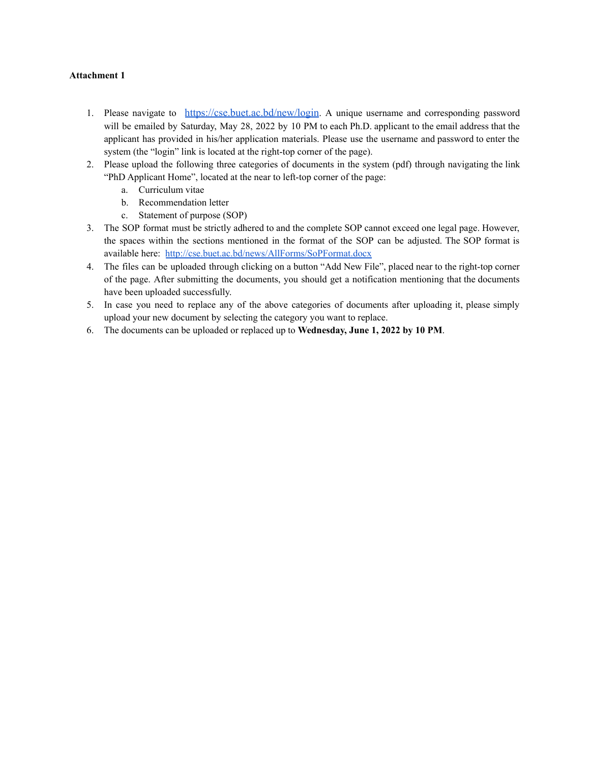**Attachment 1**

1. Please navigate to https://cse.buet.ac.bd/new/login. A unique username and corresponding password will be emailed by Saturday, May 28, 2022 by 10 PM to each Ph.D. applicant to the email address that the applicant has provided in his/her application materials. Please use the username and password to enter the system (the "login" link is located at the right-top corner of the page).
2. Please upload the following three categories of documents in the system (pdf) through navigating the link "PhD Applicant Home", located at the near to left-top corner of the page:
   a. Curriculum vitae
   b. Recommendation letter
   c. Statement of purpose (SOP)
3. The SOP format must be strictly adhered to and the complete SOP cannot exceed one legal page. However, the spaces within the sections mentioned in the format of the SOP can be adjusted. The SOP format is available here: http://cse.buet.ac.bd/news/AllForms/SoPFormat.docx
4. The files can be uploaded through clicking on a button "Add New File", placed near to the right-top corner of the page. After submitting the documents, you should get a notification mentioning that the documents have been uploaded successfully.
5. In case you need to replace any of the above categories of documents after uploading it, please simply upload your new document by selecting the category you want to replace.
6. The documents can be uploaded or replaced up to **Wednesday, June 1, 2022 by 10 PM**.